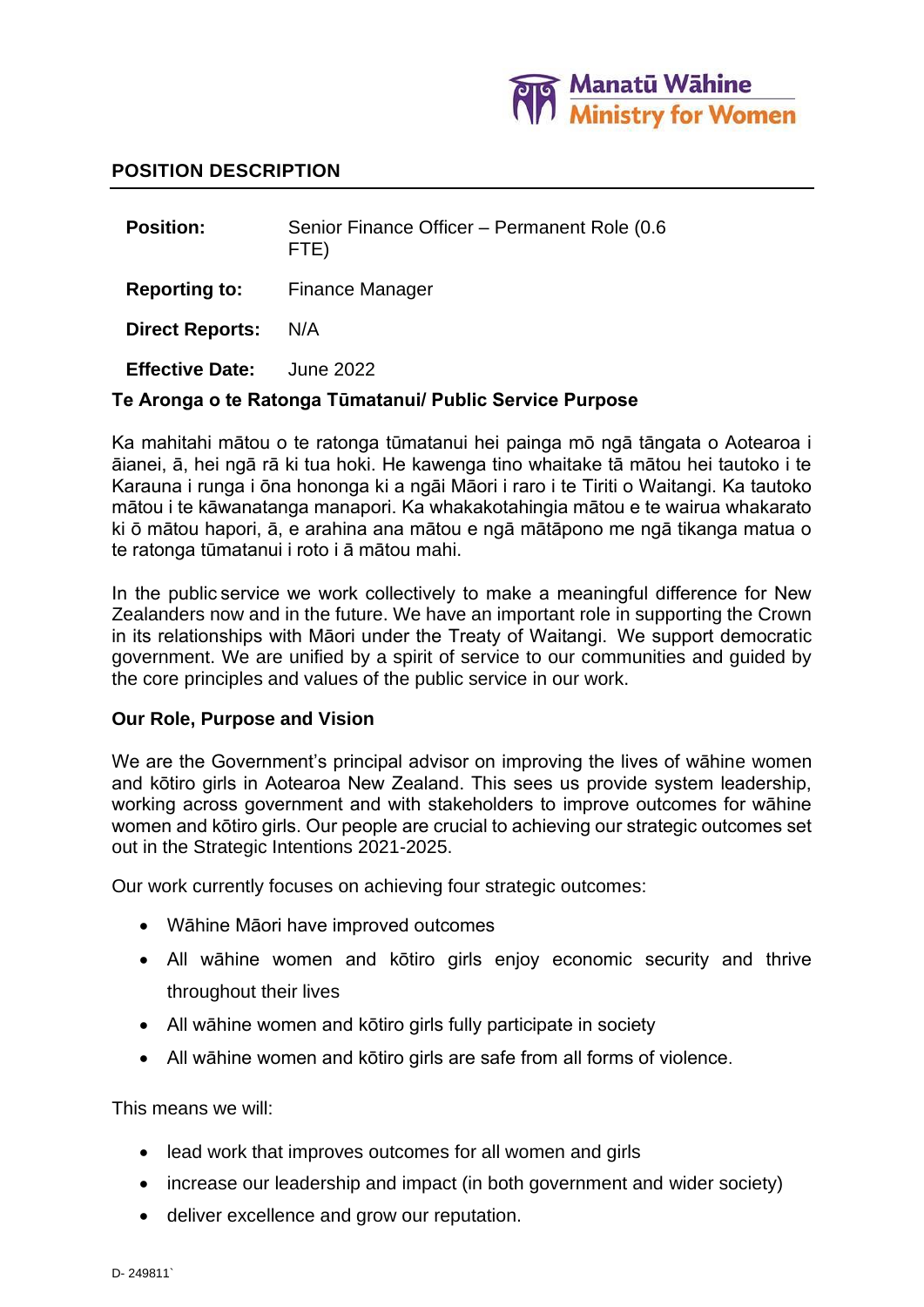Manatū Wāhine
Ministry for Women

## POSITION DESCRIPTION

| | |
|---|---|
| **Position:** | Senior Finance Officer – Permanent Role (0.6 FTE) |
| **Reporting to:** | Finance Manager |
| **Direct Reports:** | N/A |
| **Effective Date:** | June 2022 |

### Te Aronga o te Ratonga Tūmatanui/ Public Service Purpose

Ka mahitahi mātou o te ratonga tūmatanui hei painga mō ngā tāngata o Aotearoa i āianei, ā, hei ngā rā ki tua hoki. He kawenga tino whaitake tā mātou hei tautoko i te Karauna i runga i ōna hononga ki a ngāi Māori i raro i te Tiriti o Waitangi. Ka tautoko mātou i te kāwanatanga manapori. Ka whakakotahingia mātou e te wairua whakarato ki ō mātou hapori, ā, e arahina ana mātou e ngā mātāpono me ngā tikanga matua o te ratonga tūmatanui i roto i ā mātou mahi.

In the public service we work collectively to make a meaningful difference for New Zealanders now and in the future. We have an important role in supporting the Crown in its relationships with Māori under the Treaty of Waitangi. We support democratic government. We are unified by a spirit of service to our communities and guided by the core principles and values of the public service in our work.

### Our Role, Purpose and Vision

We are the Government's principal advisor on improving the lives of wāhine women and kōtiro girls in Aotearoa New Zealand. This sees us provide system leadership, working across government and with stakeholders to improve outcomes for wāhine women and kōtiro girls. Our people are crucial to achieving our strategic outcomes set out in the Strategic Intentions 2021-2025.

Our work currently focuses on achieving four strategic outcomes:

- Wāhine Māori have improved outcomes
- All wāhine women and kōtiro girls enjoy economic security and thrive throughout their lives
- All wāhine women and kōtiro girls fully participate in society
- All wāhine women and kōtiro girls are safe from all forms of violence.

This means we will:

- lead work that improves outcomes for all women and girls
- increase our leadership and impact (in both government and wider society)
- deliver excellence and grow our reputation.

D- 249811`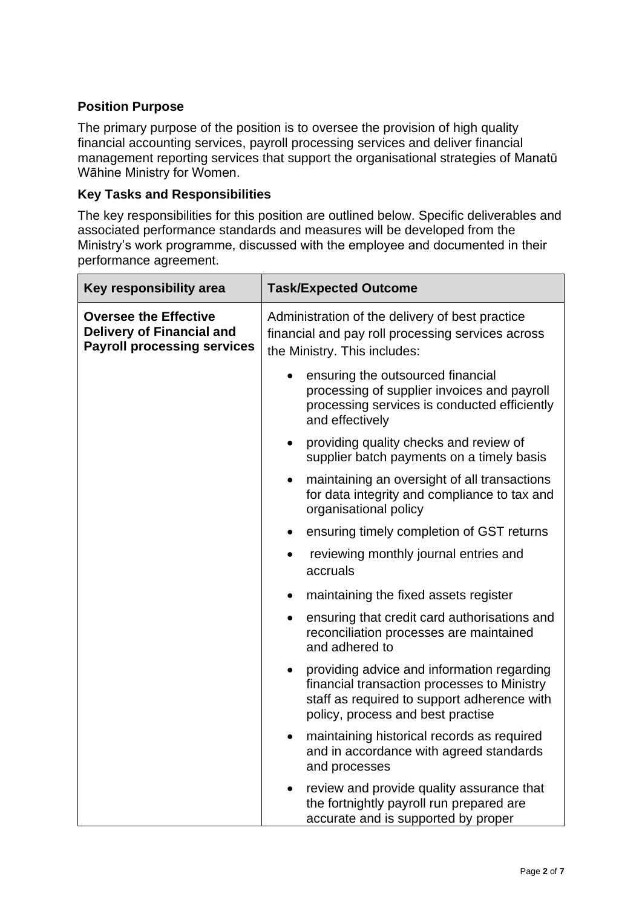**Position Purpose**

The primary purpose of the position is to oversee the provision of high quality financial accounting services, payroll processing services and deliver financial management reporting services that support the organisational strategies of Manatū Wāhine Ministry for Women.

**Key Tasks and Responsibilities**

The key responsibilities for this position are outlined below. Specific deliverables and associated performance standards and measures will be developed from the Ministry's work programme, discussed with the employee and documented in their performance agreement.

| Key responsibility area | Task/Expected Outcome |
|---|---|
| **Oversee the Effective Delivery of Financial and Payroll processing services** | Administration of the delivery of best practice financial and pay roll processing services across the Ministry. This includes:<br>• ensuring the outsourced financial processing of supplier invoices and payroll processing services is conducted efficiently and effectively<br>• providing quality checks and review of supplier batch payments on a timely basis<br>• maintaining an oversight of all transactions for data integrity and compliance to tax and organisational policy<br>• ensuring timely completion of GST returns<br>• reviewing monthly journal entries and accruals<br>• maintaining the fixed assets register<br>• ensuring that credit card authorisations and reconciliation processes are maintained and adhered to<br>• providing advice and information regarding financial transaction processes to Ministry staff as required to support adherence with policy, process and best practise<br>• maintaining historical records as required and in accordance with agreed standards and processes<br>• review and provide quality assurance that the fortnightly payroll run prepared are accurate and is supported by proper |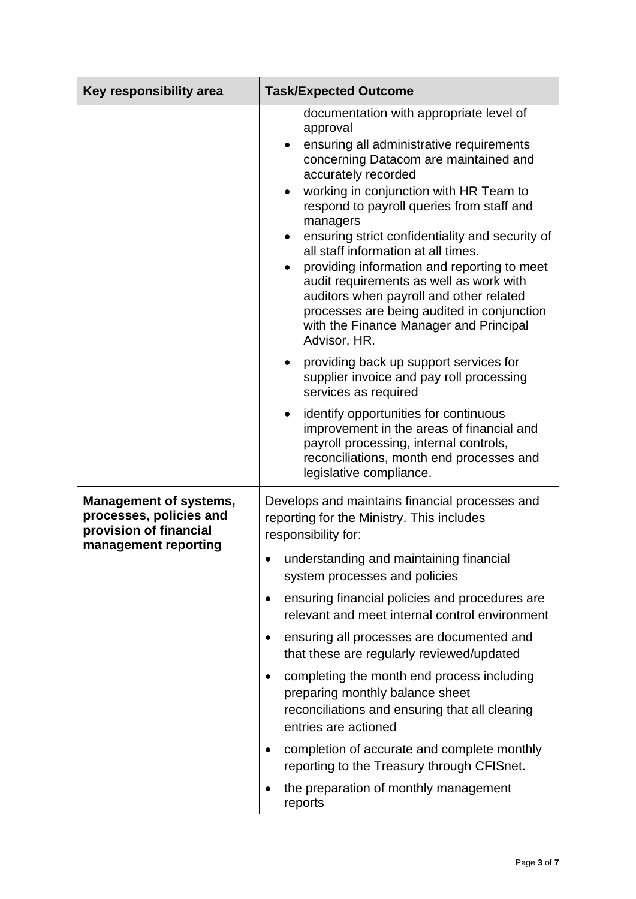| Key responsibility area | Task/Expected Outcome |
|---|---|
| | documentation with appropriate level of approval<br>• ensuring all administrative requirements concerning Datacom are maintained and accurately recorded<br>• working in conjunction with HR Team to respond to payroll queries from staff and managers<br>• ensuring strict confidentiality and security of all staff information at all times.<br>• providing information and reporting to meet audit requirements as well as work with auditors when payroll and other related processes are being audited in conjunction with the Finance Manager and Principal Advisor, HR.<br>• providing back up support services for supplier invoice and pay roll processing services as required<br>• identify opportunities for continuous improvement in the areas of financial and payroll processing, internal controls, reconciliations, month end processes and legislative compliance. |
| **Management of systems, processes, policies and provision of financial management reporting** | Develops and maintains financial processes and reporting for the Ministry. This includes responsibility for:<br>• understanding and maintaining financial system processes and policies<br>• ensuring financial policies and procedures are relevant and meet internal control environment<br>• ensuring all processes are documented and that these are regularly reviewed/updated<br>• completing the month end process including preparing monthly balance sheet reconciliations and ensuring that all clearing entries are actioned<br>• completion of accurate and complete monthly reporting to the Treasury through CFISnet.<br>• the preparation of monthly management reports |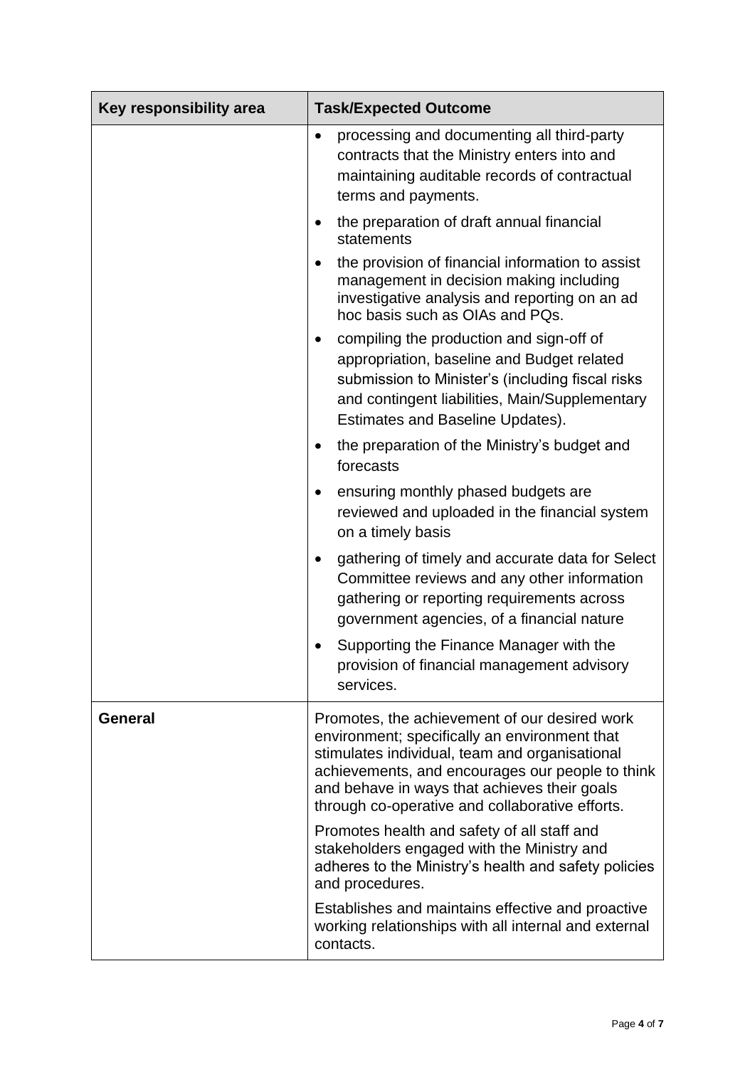| Key responsibility area | Task/Expected Outcome |
| --- | --- |
| | • processing and documenting all third-party contracts that the Ministry enters into and maintaining auditable records of contractual terms and payments.<br>• the preparation of draft annual financial statements<br>• the provision of financial information to assist management in decision making including investigative analysis and reporting on an ad hoc basis such as OIAs and PQs.<br>• compiling the production and sign-off of appropriation, baseline and Budget related submission to Minister's (including fiscal risks and contingent liabilities, Main/Supplementary Estimates and Baseline Updates).<br>• the preparation of the Ministry's budget and forecasts<br>• ensuring monthly phased budgets are reviewed and uploaded in the financial system on a timely basis<br>• gathering of timely and accurate data for Select Committee reviews and any other information gathering or reporting requirements across government agencies, of a financial nature<br>• Supporting the Finance Manager with the provision of financial management advisory services. |
| **General** | Promotes, the achievement of our desired work environment; specifically an environment that stimulates individual, team and organisational achievements, and encourages our people to think and behave in ways that achieves their goals through co-operative and collaborative efforts.<br>Promotes health and safety of all staff and stakeholders engaged with the Ministry and adheres to the Ministry's health and safety policies and procedures.<br>Establishes and maintains effective and proactive working relationships with all internal and external contacts. |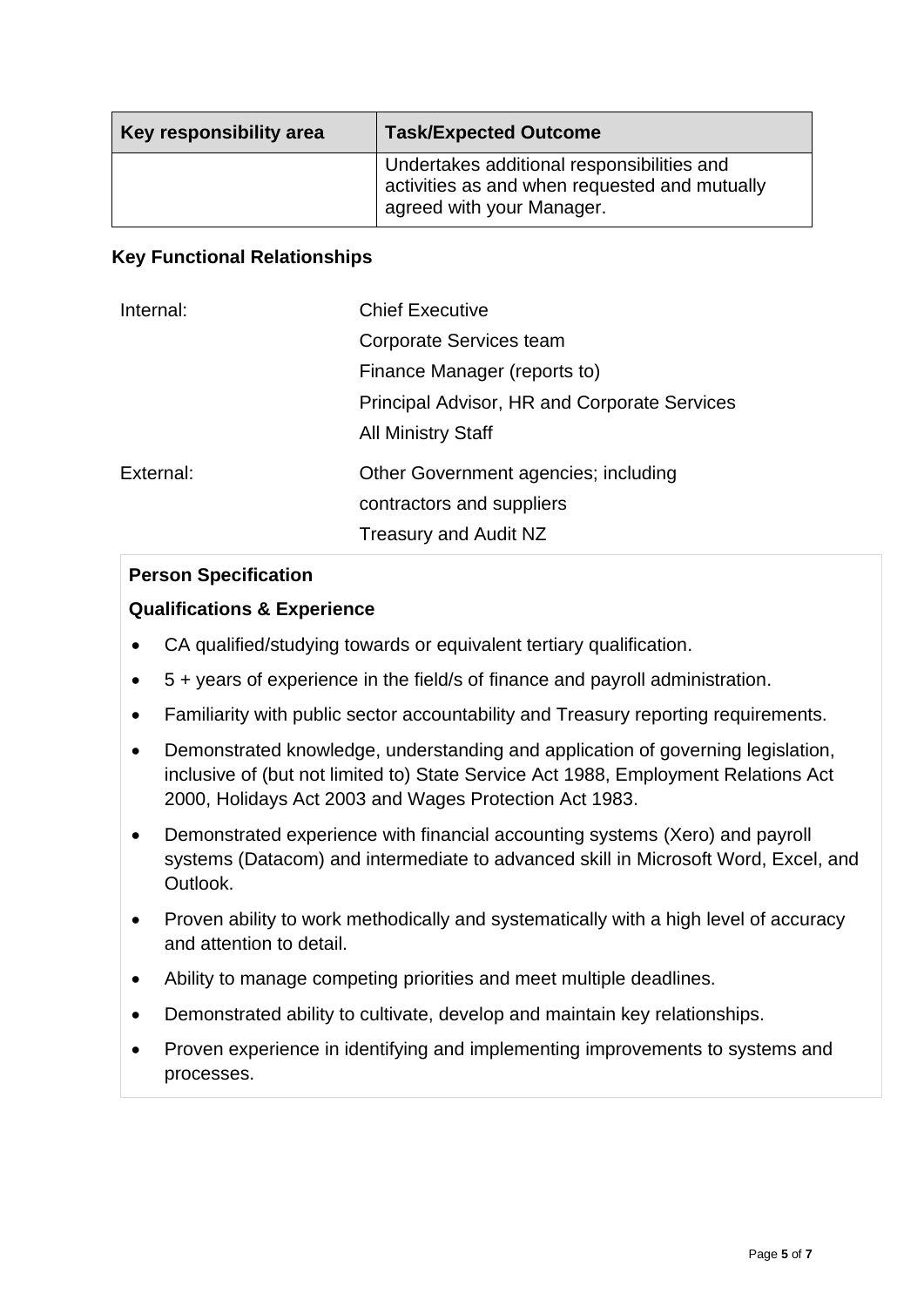| Key responsibility area | Task/Expected Outcome |
| --- | --- |
| | Undertakes additional responsibilities and activities as and when requested and mutually agreed with your Manager. |

**Key Functional Relationships**

| | |
| --- | --- |
| Internal: | Chief Executive<br>Corporate Services team<br>Finance Manager (reports to)<br>Principal Advisor, HR and Corporate Services<br>All Ministry Staff |
| External: | Other Government agencies; including contractors and suppliers<br>Treasury and Audit NZ |

**Person Specification**

**Qualifications & Experience**

- CA qualified/studying towards or equivalent tertiary qualification.
- 5 + years of experience in the field/s of finance and payroll administration.
- Familiarity with public sector accountability and Treasury reporting requirements.
- Demonstrated knowledge, understanding and application of governing legislation, inclusive of (but not limited to) State Service Act 1988, Employment Relations Act 2000, Holidays Act 2003 and Wages Protection Act 1983.
- Demonstrated experience with financial accounting systems (Xero) and payroll systems (Datacom) and intermediate to advanced skill in Microsoft Word, Excel, and Outlook.
- Proven ability to work methodically and systematically with a high level of accuracy and attention to detail.
- Ability to manage competing priorities and meet multiple deadlines.
- Demonstrated ability to cultivate, develop and maintain key relationships.
- Proven experience in identifying and implementing improvements to systems and processes.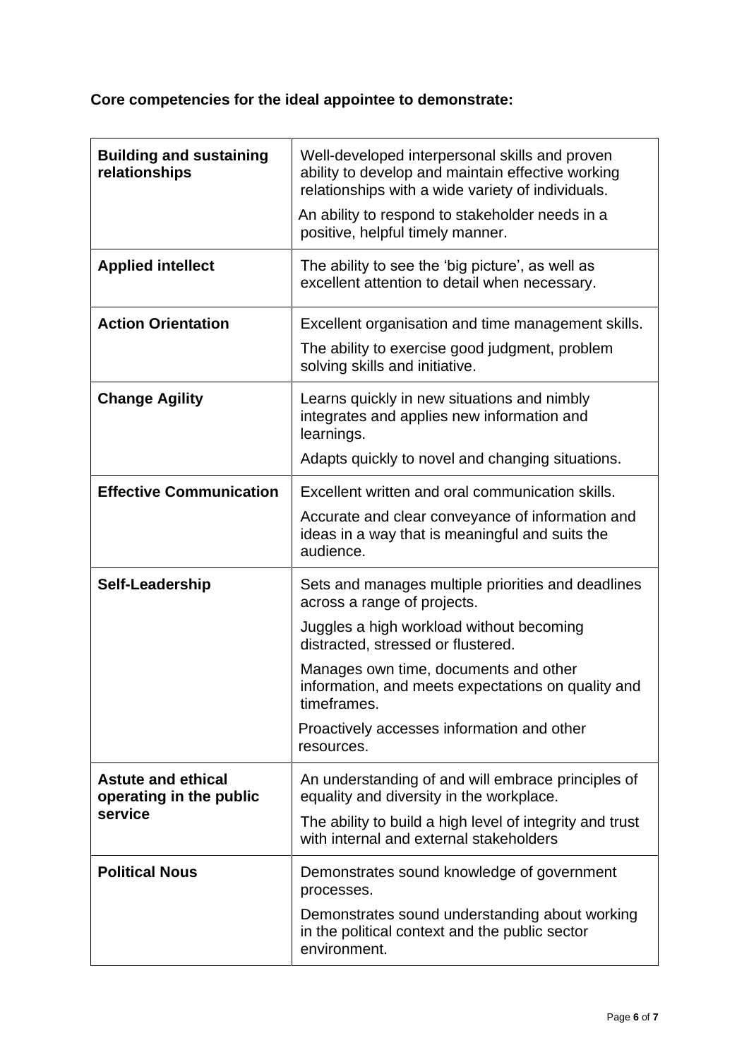**Core competencies for the ideal appointee to demonstrate:**

| | |
|---|---|
| **Building and sustaining relationships** | Well-developed interpersonal skills and proven ability to develop and maintain effective working relationships with a wide variety of individuals.<br><br>An ability to respond to stakeholder needs in a positive, helpful timely manner. |
| **Applied intellect** | The ability to see the 'big picture', as well as excellent attention to detail when necessary. |
| **Action Orientation** | Excellent organisation and time management skills.<br><br>The ability to exercise good judgment, problem solving skills and initiative. |
| **Change Agility** | Learns quickly in new situations and nimbly integrates and applies new information and learnings.<br><br>Adapts quickly to novel and changing situations. |
| **Effective Communication** | Excellent written and oral communication skills.<br><br>Accurate and clear conveyance of information and ideas in a way that is meaningful and suits the audience. |
| **Self-Leadership** | Sets and manages multiple priorities and deadlines across a range of projects.<br><br>Juggles a high workload without becoming distracted, stressed or flustered.<br><br>Manages own time, documents and other information, and meets expectations on quality and timeframes.<br><br>Proactively accesses information and other resources. |
| **Astute and ethical operating in the public service** | An understanding of and will embrace principles of equality and diversity in the workplace.<br><br>The ability to build a high level of integrity and trust with internal and external stakeholders |
| **Political Nous** | Demonstrates sound knowledge of government processes.<br><br>Demonstrates sound understanding about working in the political context and the public sector environment. |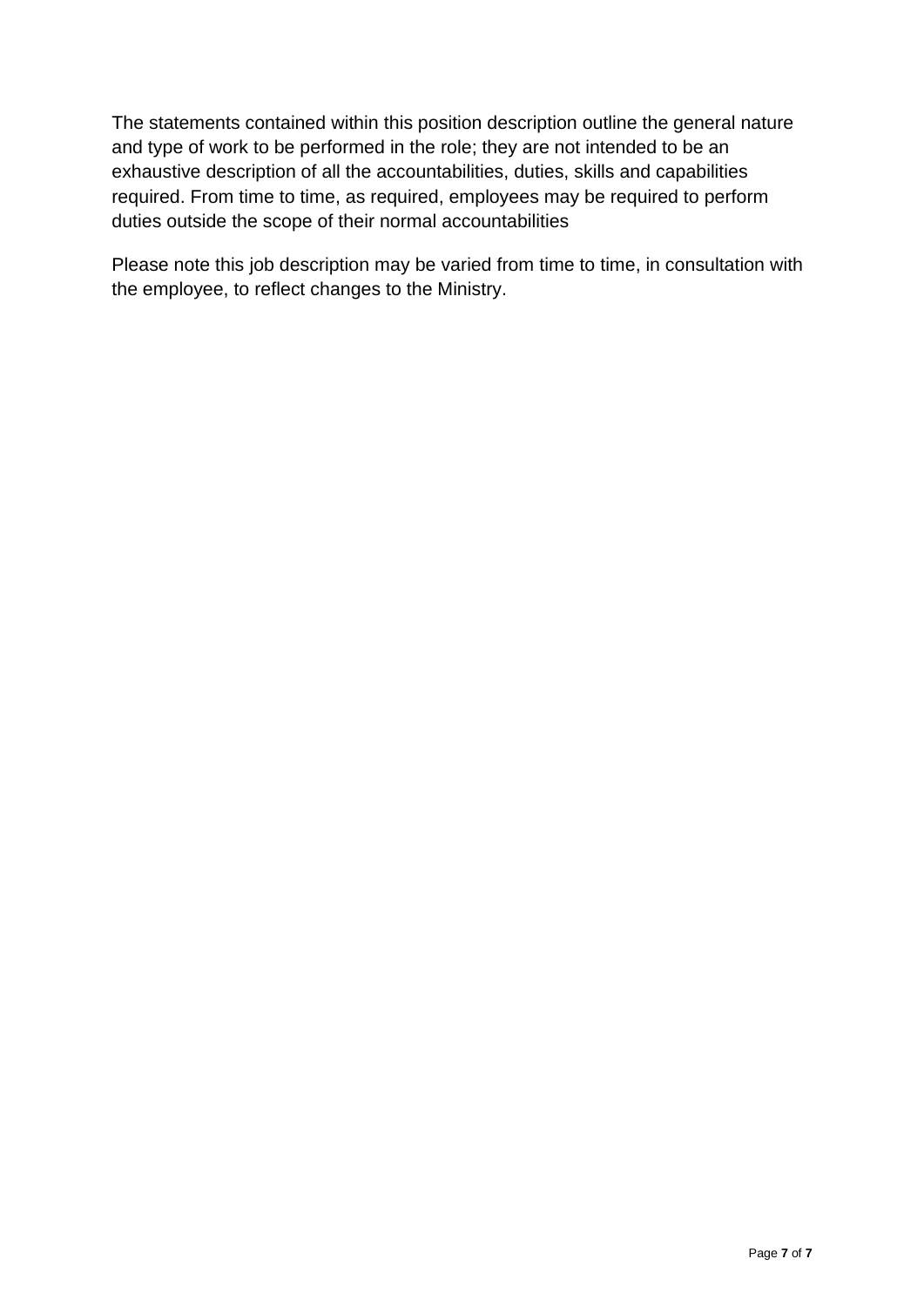The statements contained within this position description outline the general nature and type of work to be performed in the role; they are not intended to be an exhaustive description of all the accountabilities, duties, skills and capabilities required. From time to time, as required, employees may be required to perform duties outside the scope of their normal accountabilities

Please note this job description may be varied from time to time, in consultation with the employee, to reflect changes to the Ministry.